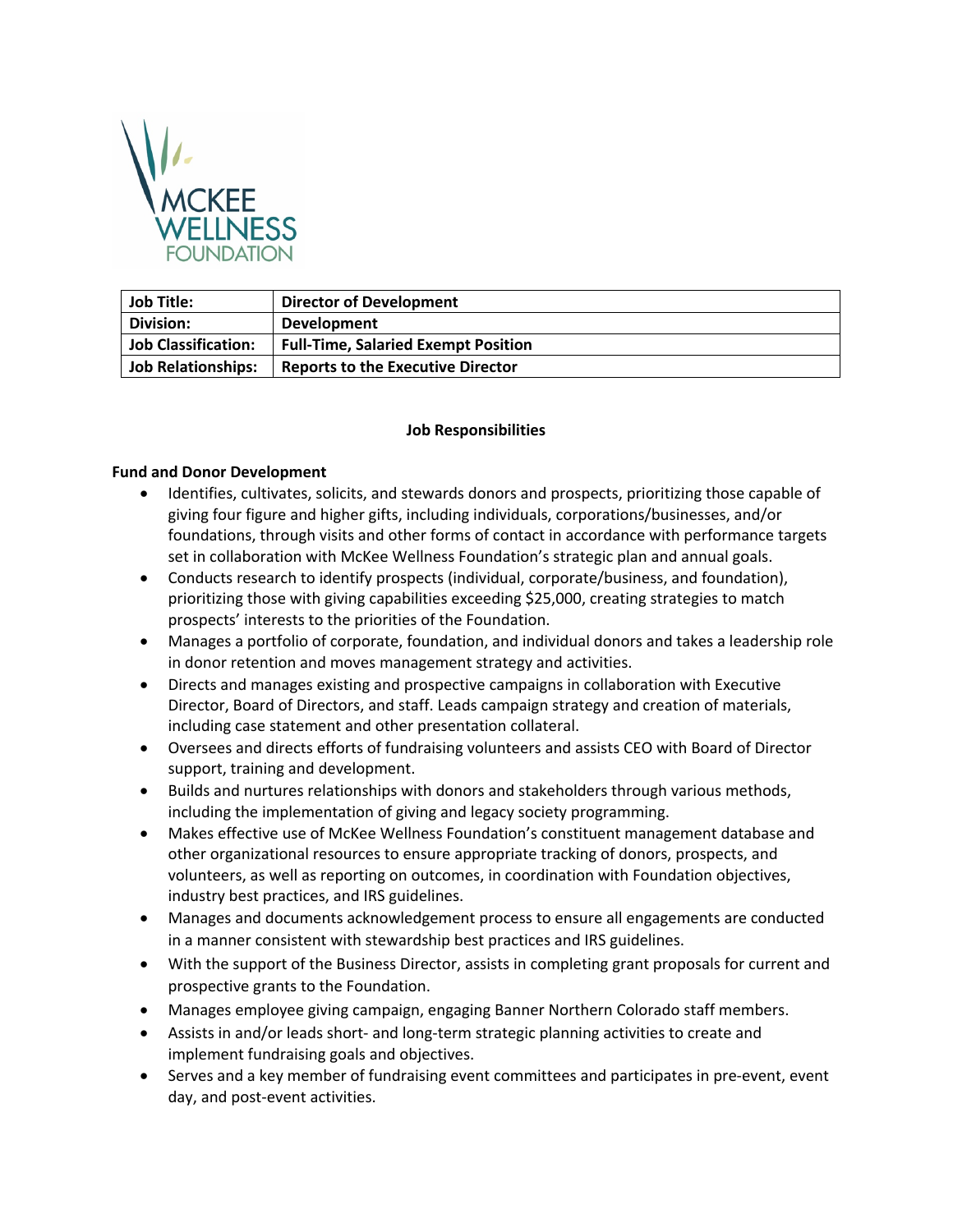MCKEE WELLNESS FOUNDATION

| Job Title: | Director of Development |
| --- | --- |
| Division: | Development |
| Job Classification: | Full-Time, Salaried Exempt Position |
| Job Relationships: | Reports to the Executive Director |

## Job Responsibilities

### Fund and Donor Development

- Identifies, cultivates, solicits, and stewards donors and prospects, prioritizing those capable of giving four figure and higher gifts, including individuals, corporations/businesses, and/or foundations, through visits and other forms of contact in accordance with performance targets set in collaboration with McKee Wellness Foundation's strategic plan and annual goals.
- Conducts research to identify prospects (individual, corporate/business, and foundation), prioritizing those with giving capabilities exceeding $25,000, creating strategies to match prospects' interests to the priorities of the Foundation.
- Manages a portfolio of corporate, foundation, and individual donors and takes a leadership role in donor retention and moves management strategy and activities.
- Directs and manages existing and prospective campaigns in collaboration with Executive Director, Board of Directors, and staff. Leads campaign strategy and creation of materials, including case statement and other presentation collateral.
- Oversees and directs efforts of fundraising volunteers and assists CEO with Board of Director support, training and development.
- Builds and nurtures relationships with donors and stakeholders through various methods, including the implementation of giving and legacy society programming.
- Makes effective use of McKee Wellness Foundation's constituent management database and other organizational resources to ensure appropriate tracking of donors, prospects, and volunteers, as well as reporting on outcomes, in coordination with Foundation objectives, industry best practices, and IRS guidelines.
- Manages and documents acknowledgement process to ensure all engagements are conducted in a manner consistent with stewardship best practices and IRS guidelines.
- With the support of the Business Director, assists in completing grant proposals for current and prospective grants to the Foundation.
- Manages employee giving campaign, engaging Banner Northern Colorado staff members.
- Assists in and/or leads short- and long-term strategic planning activities to create and implement fundraising goals and objectives.
- Serves and a key member of fundraising event committees and participates in pre-event, event day, and post-event activities.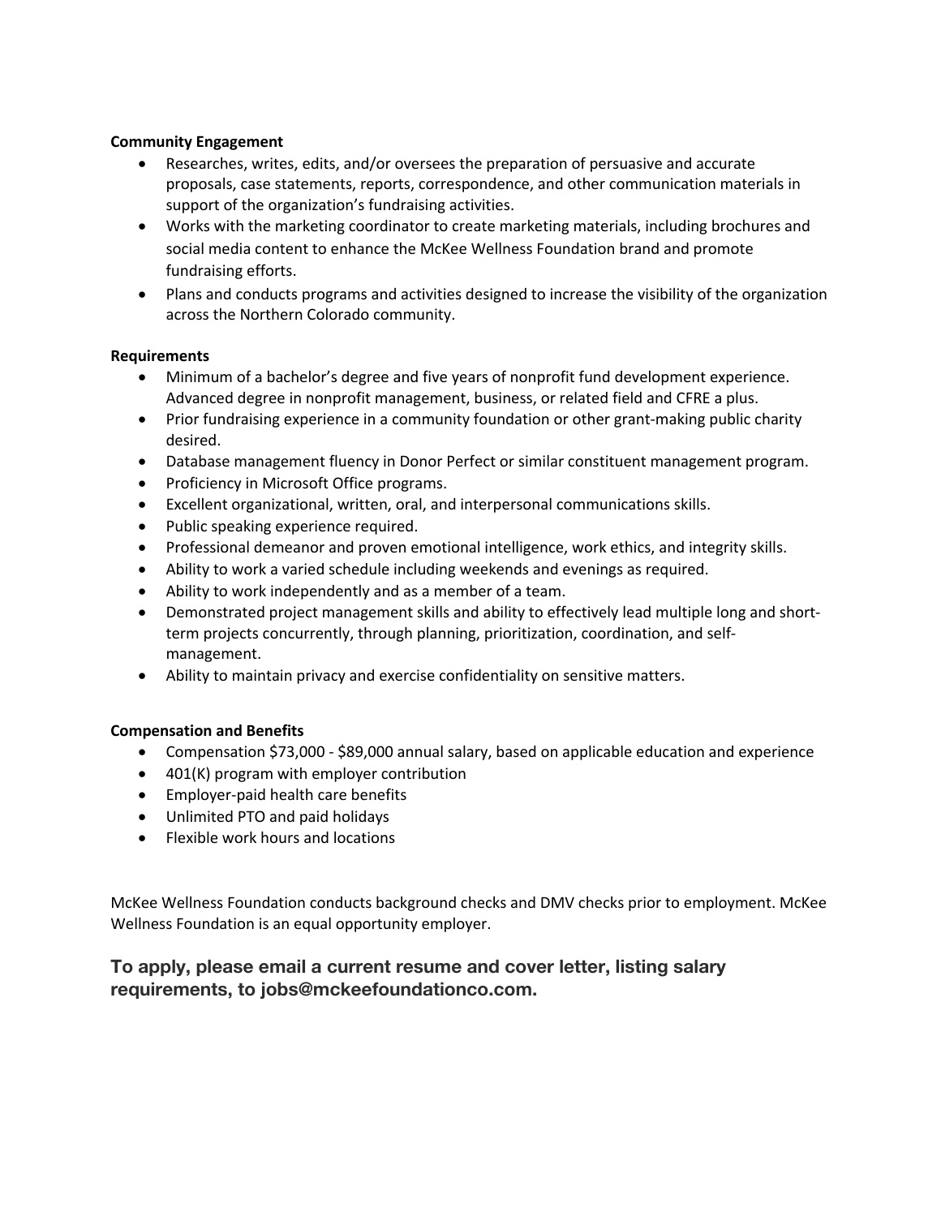**Community Engagement**

- Researches, writes, edits, and/or oversees the preparation of persuasive and accurate proposals, case statements, reports, correspondence, and other communication materials in support of the organization's fundraising activities.
- Works with the marketing coordinator to create marketing materials, including brochures and social media content to enhance the McKee Wellness Foundation brand and promote fundraising efforts.
- Plans and conducts programs and activities designed to increase the visibility of the organization across the Northern Colorado community.

**Requirements**

- Minimum of a bachelor's degree and five years of nonprofit fund development experience. Advanced degree in nonprofit management, business, or related field and CFRE a plus.
- Prior fundraising experience in a community foundation or other grant-making public charity desired.
- Database management fluency in Donor Perfect or similar constituent management program.
- Proficiency in Microsoft Office programs.
- Excellent organizational, written, oral, and interpersonal communications skills.
- Public speaking experience required.
- Professional demeanor and proven emotional intelligence, work ethics, and integrity skills.
- Ability to work a varied schedule including weekends and evenings as required.
- Ability to work independently and as a member of a team.
- Demonstrated project management skills and ability to effectively lead multiple long and short-term projects concurrently, through planning, prioritization, coordination, and self-management.
- Ability to maintain privacy and exercise confidentiality on sensitive matters.

**Compensation and Benefits**

- Compensation $73,000 - $89,000 annual salary, based on applicable education and experience
- 401(K) program with employer contribution
- Employer-paid health care benefits
- Unlimited PTO and paid holidays
- Flexible work hours and locations

McKee Wellness Foundation conducts background checks and DMV checks prior to employment. McKee Wellness Foundation is an equal opportunity employer.

**To apply, please email a current resume and cover letter, listing salary requirements, to jobs@mckeefoundationco.com.**